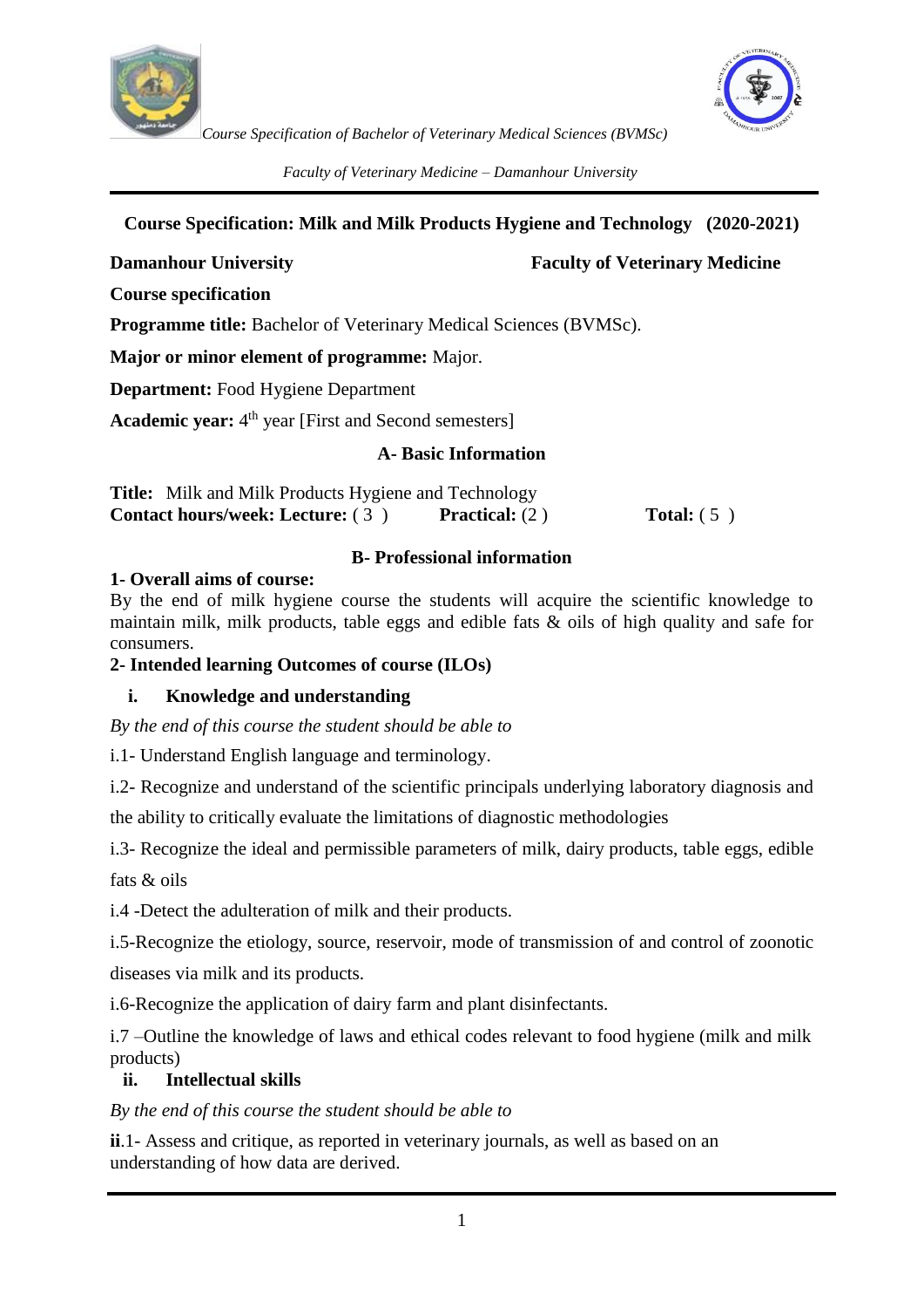## Course Specification: Milk and Milk Products Hygiene and Technology (2020-2021)

**Damanhour University** **Faculty of Veterinary Medicine**

**Course specification**

**Programme title:** Bachelor of Veterinary Medical Sciences (BVMSc).

**Major or minor element of programme:** Major.

**Department:** Food Hygiene Department

**Academic year:** $4^{th}$ year [First and Second semesters]

### A- Basic Information

**Title:** Milk and Milk Products Hygiene and Technology
**Contact hours/week: Lecture:** ( 3 ) **Practical:** (2 ) **Total:** ( 5 )

### B- Professional information

**1- Overall aims of course:**
By the end of milk hygiene course the students will acquire the scientific knowledge to maintain milk, milk products, table eggs and edible fats & oils of high quality and safe for consumers.

**2- Intended learning Outcomes of course (ILOs)**

**i. Knowledge and understanding**

*By the end of this course the student should be able to*

i.1- Understand English language and terminology.

i.2- Recognize and understand of the scientific principals underlying laboratory diagnosis and the ability to critically evaluate the limitations of diagnostic methodologies

i.3- Recognize the ideal and permissible parameters of milk, dairy products, table eggs, edible fats & oils

i.4 -Detect the adulteration of milk and their products.

i.5-Recognize the etiology, source, reservoir, mode of transmission of and control of zoonotic diseases via milk and its products.

i.6-Recognize the application of dairy farm and plant disinfectants.

i.7 –Outline the knowledge of laws and ethical codes relevant to food hygiene (milk and milk products)

**ii. Intellectual skills**

*By the end of this course the student should be able to*

**ii**.1- Assess and critique, as reported in veterinary journals, as well as based on an understanding of how data are derived.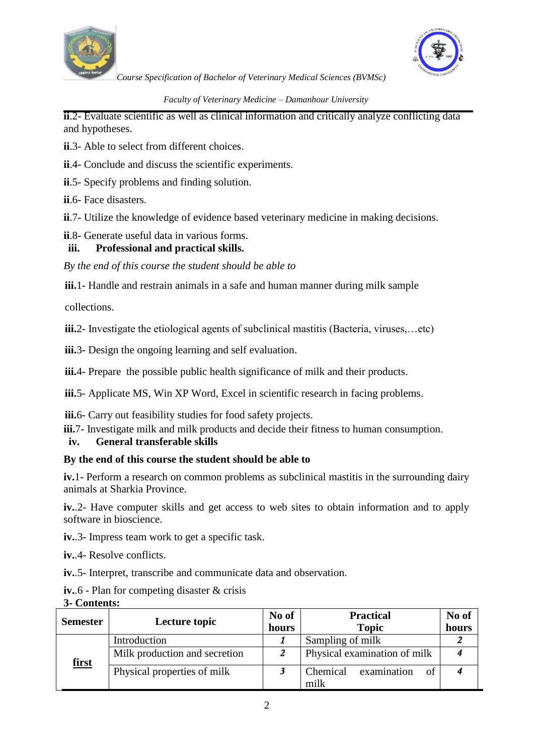**ii**.2- Evaluate scientific as well as clinical information and critically analyze conflicting data and hypotheses.

**ii**.3- Able to select from different choices.

**ii**.4- Conclude and discuss the scientific experiments.

**ii**.5- Specify problems and finding solution.

**ii**.6- Face disasters.

**ii**.7- Utilize the knowledge of evidence based veterinary medicine in making decisions.

**ii**.8- Generate useful data in various forms.

**iii. Professional and practical skills.**

*By the end of this course the student should be able to*

**iii.**1- Handle and restrain animals in a safe and human manner during milk sample collections.

**iii.**2- Investigate the etiological agents of subclinical mastitis (Bacteria, viruses,…etc)

**iii.**3- Design the ongoing learning and self evaluation.

**iii.**4- Prepare the possible public health significance of milk and their products.

**iii.**5- Applicate MS, Win XP Word, Excel in scientific research in facing problems.

**iii.**6- Carry out feasibility studies for food safety projects.

**iii.**7- Investigate milk and milk products and decide their fitness to human consumption.

**iv. General transferable skills**

**By the end of this course the student should be able to**

**iv.**1- Perform a research on common problems as subclinical mastitis in the surrounding dairy animals at Sharkia Province.

**iv.**.2- Have computer skills and get access to web sites to obtain information and to apply software in bioscience.

**iv.**.3- Impress team work to get a specific task.

**iv.**.4- Resolve conflicts.

**iv.**.5- Interpret, transcribe and communicate data and observation.

**iv.**.6 - Plan for competing disaster & crisis

**3- Contents:**

| Semester | Lecture topic | No of hours | Practical Topic | No of hours |
|---|---|---|---|---|
| **first** | Introduction | 1 | Sampling of milk | 2 |
| | Milk production and secretion | 2 | Physical examination of milk | 4 |
| | Physical properties of milk | 3 | Chemical examination of milk | 4 |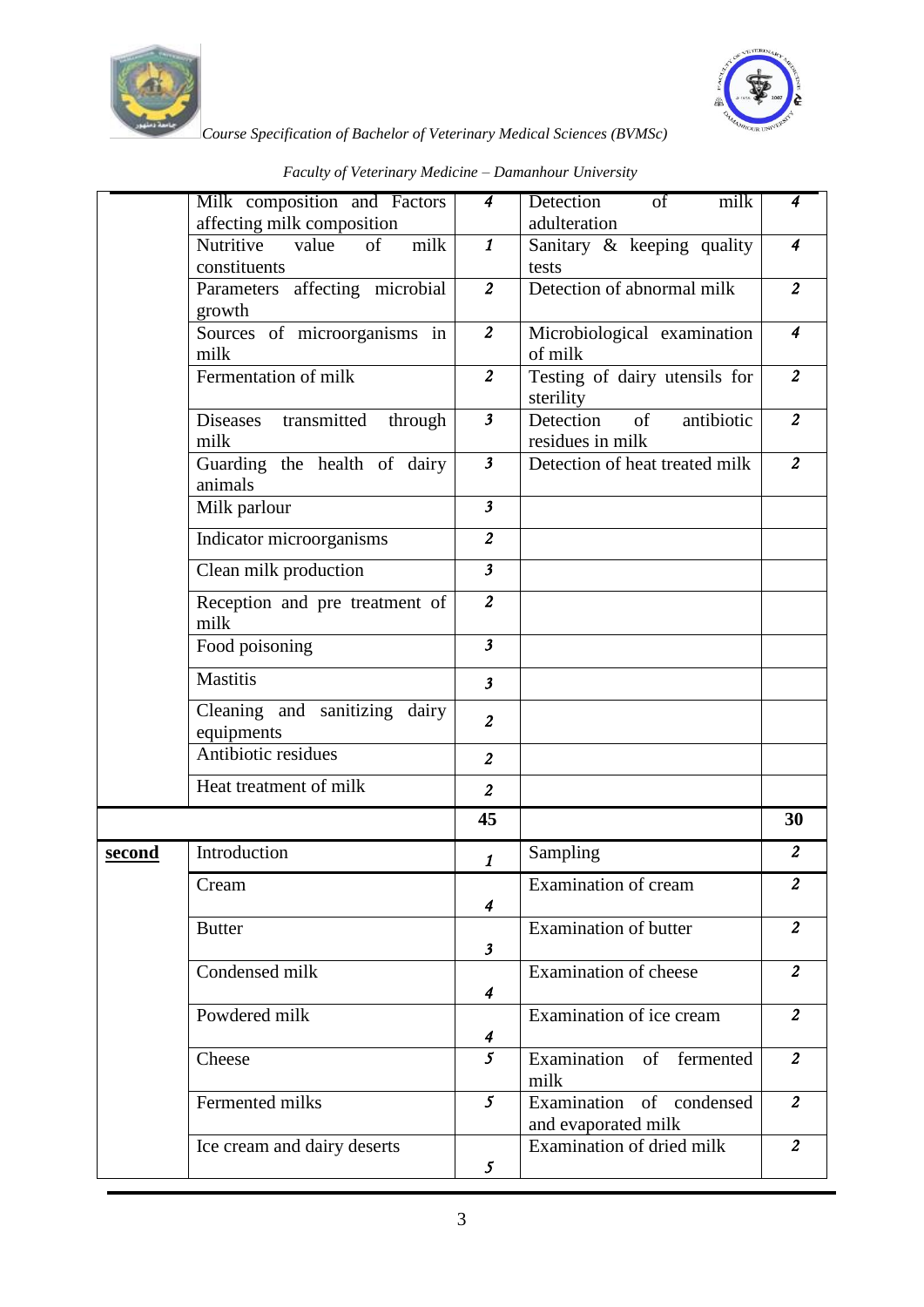|  | Milk composition and Factors affecting milk composition | 4 | Detection of milk adulteration | 4 |
|---|---|---|---|---|
|  | Nutritive value of milk constituents | 1 | Sanitary & keeping quality tests | 4 |
|  | Parameters affecting microbial growth | 2 | Detection of abnormal milk | 2 |
|  | Sources of microorganisms in milk | 2 | Microbiological examination of milk | 4 |
|  | Fermentation of milk | 2 | Testing of dairy utensils for sterility | 2 |
|  | Diseases transmitted through milk | 3 | Detection of antibiotic residues in milk | 2 |
|  | Guarding the health of dairy animals | 3 | Detection of heat treated milk | 2 |
|  | Milk parlour | 3 |  |  |
|  | Indicator microorganisms | 2 |  |  |
|  | Clean milk production | 3 |  |  |
|  | Reception and pre treatment of milk | 2 |  |  |
|  | Food poisoning | 3 |  |  |
|  | Mastitis | 3 |  |  |
|  | Cleaning and sanitizing dairy equipments | 2 |  |  |
|  | Antibiotic residues | 2 |  |  |
|  | Heat treatment of milk | 2 |  |  |
|  |  | **45** |  | **30** |
| **second** | Introduction | 1 | Sampling | 2 |
|  | Cream | 4 | Examination of cream | 2 |
|  | Butter | 3 | Examination of butter | 2 |
|  | Condensed milk | 4 | Examination of cheese | 2 |
|  | Powdered milk | 4 | Examination of ice cream | 2 |
|  | Cheese | 5 | Examination of fermented milk | 2 |
|  | Fermented milks | 5 | Examination of condensed and evaporated milk | 2 |
|  | Ice cream and dairy deserts | 5 | Examination of dried milk | 2 |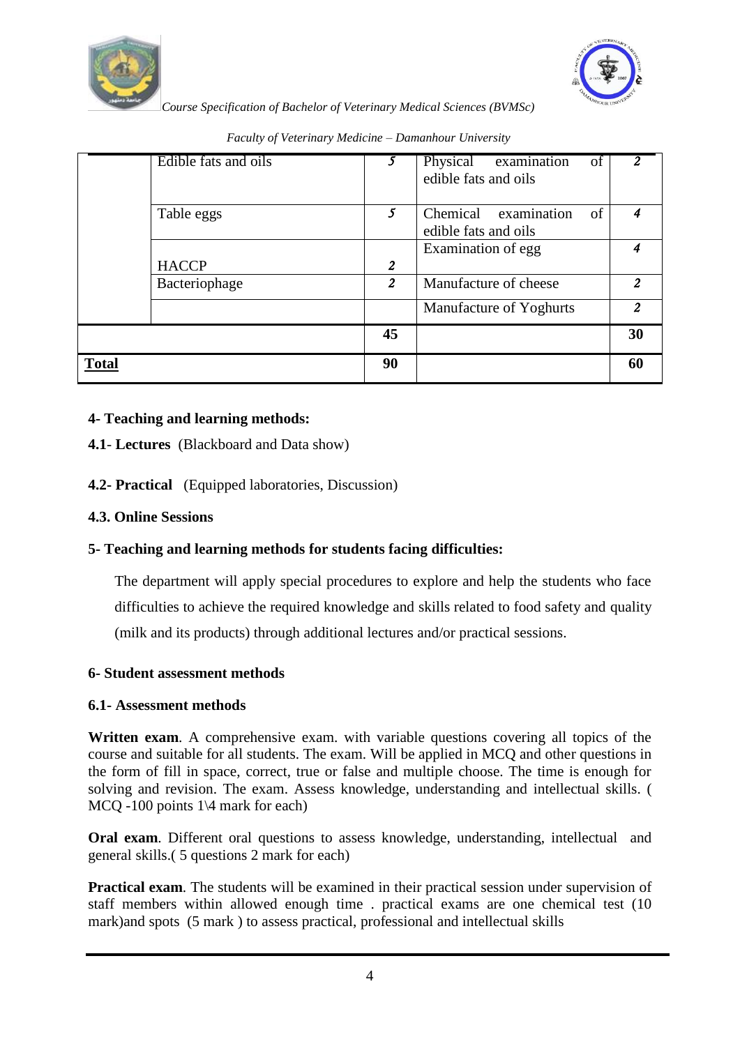| | | | | |
|---|---|---|---|---|
| | Edible fats and oils | 5 | Physical examination of edible fats and oils | 2 |
| | Table eggs | 5 | Chemical examination of edible fats and oils | 4 |
| | HACCP | 2 | Examination of egg | 4 |
| | Bacteriophage | 2 | Manufacture of cheese | 2 |
| | | | Manufacture of Yoghurts | 2 |
| | | **45** | | **30** |
| **Total** | | **90** | | **60** |

**4- Teaching and learning methods:**

**4.1- Lectures** (Blackboard and Data show)

**4.2- Practical** (Equipped laboratories, Discussion)

**4.3. Online Sessions**

**5- Teaching and learning methods for students facing difficulties:**

The department will apply special procedures to explore and help the students who face difficulties to achieve the required knowledge and skills related to food safety and quality (milk and its products) through additional lectures and/or practical sessions.

**6- Student assessment methods**

**6.1- Assessment methods**

**Written exam**. A comprehensive exam. with variable questions covering all topics of the course and suitable for all students. The exam. Will be applied in MCQ and other questions in the form of fill in space, correct, true or false and multiple choose. The time is enough for solving and revision. The exam. Assess knowledge, understanding and intellectual skills. ( MCQ -100 points 1\4 mark for each)

**Oral exam**. Different oral questions to assess knowledge, understanding, intellectual and general skills.( 5 questions 2 mark for each)

**Practical exam**. The students will be examined in their practical session under supervision of staff members within allowed enough time . practical exams are one chemical test (10 mark)and spots (5 mark ) to assess practical, professional and intellectual skills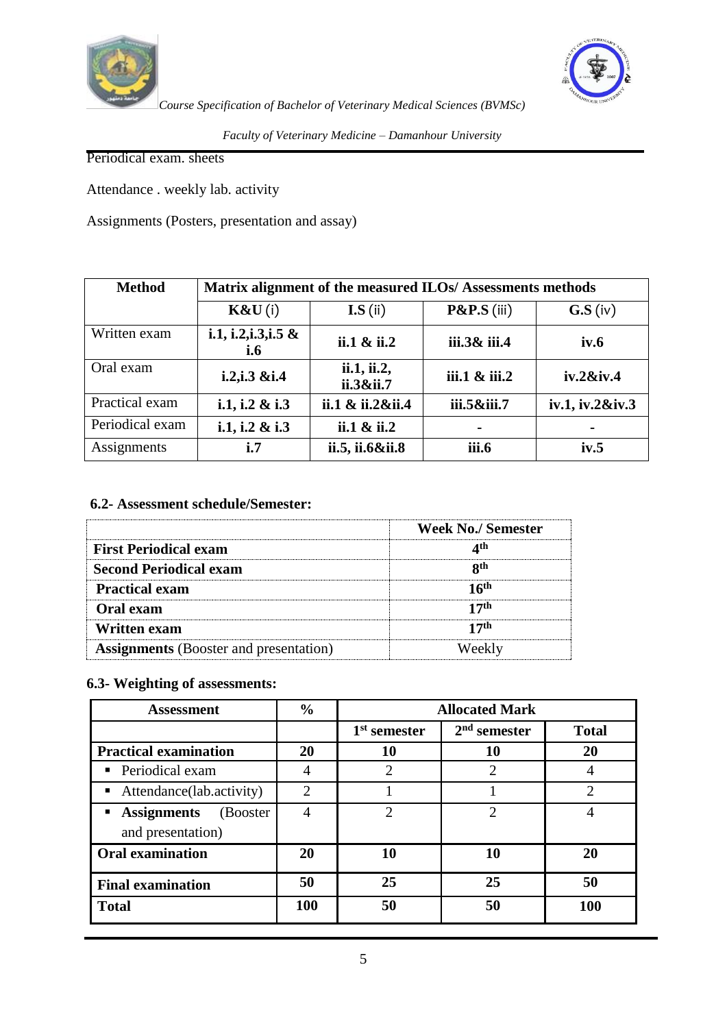Periodical exam. sheets

Attendance . weekly lab. activity

Assignments (Posters, presentation and assay)

| Method | Matrix alignment of the measured ILOs/ Assessments methods | | | |
|---|---|---|---|---|
| | **K&U** (i) | **I.S** (ii) | **P&P.S** (iii) | **G.S** (iv) |
| Written exam | **i.1, i.2,i.3,i.5 & i.6** | **ii.1 & ii.2** | **iii.3& iii.4** | **iv.6** |
| Oral exam | **i.2,i.3 &i.4** | **ii.1, ii.2, ii.3&ii.7** | **iii.1 & iii.2** | **iv.2&iv.4** |
| Practical exam | **i.1, i.2 & i.3** | **ii.1 & ii.2&ii.4** | **iii.5&iii.7** | **iv.1, iv.2&iv.3** |
| Periodical exam | **i.1, i.2 & i.3** | **ii.1 & ii.2** | **-** | **-** |
| Assignments | **i.7** | **ii.5, ii.6&ii.8** | **iii.6** | **iv.5** |

#### 6.2- Assessment schedule/Semester:

| | Week No./ Semester |
|---|---|
| **First Periodical exam** | **4th** |
| **Second Periodical exam** | **8th** |
| **Practical exam** | **16th** |
| **Oral exam** | **17th** |
| **Written exam** | **17th** |
| **Assignments** (Booster and presentation) | Weekly |

#### 6.3- Weighting of assessments:

| Assessment | % | Allocated Mark | | |
|---|---|---|---|---|
| | | 1st semester | 2nd semester | Total |
| **Practical examination** | **20** | **10** | **10** | **20** |
| ▪ Periodical exam | 4 | 2 | 2 | 4 |
| ▪ Attendance(lab.activity) | 2 | 1 | 1 | 2 |
| ▪ **Assignments** (Booster and presentation) | 4 | 2 | 2 | 4 |
| **Oral examination** | **20** | **10** | **10** | **20** |
| **Final examination** | **50** | **25** | **25** | **50** |
| **Total** | **100** | **50** | **50** | **100** |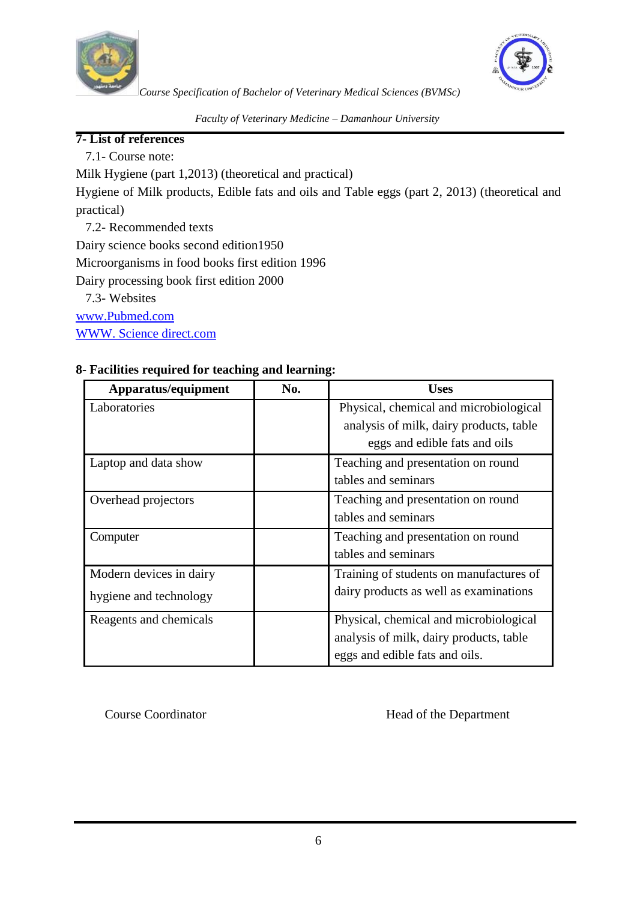**7- List of references**

7.1- Course note:

Milk Hygiene (part 1,2013) (theoretical and practical)

Hygiene of Milk products, Edible fats and oils and Table eggs (part 2, 2013) (theoretical and practical)

7.2- Recommended texts

Dairy science books second edition1950

Microorganisms in food books first edition 1996

Dairy processing book first edition 2000

7.3- Websites

www.Pubmed.com

WWW. Science direct.com

**8- Facilities required for teaching and learning:**

| Apparatus/equipment | No. | Uses |
|---|---|---|
| Laboratories | | Physical, chemical and microbiological analysis of milk, dairy products, table eggs and edible fats and oils |
| Laptop and data show | | Teaching and presentation on round tables and seminars |
| Overhead projectors | | Teaching and presentation on round tables and seminars |
| Computer | | Teaching and presentation on round tables and seminars |
| Modern devices in dairy hygiene and technology | | Training of students on manufactures of dairy products as well as examinations |
| Reagents and chemicals | | Physical, chemical and microbiological analysis of milk, dairy products, table eggs and edible fats and oils. |

Course Coordinator

Head of the Department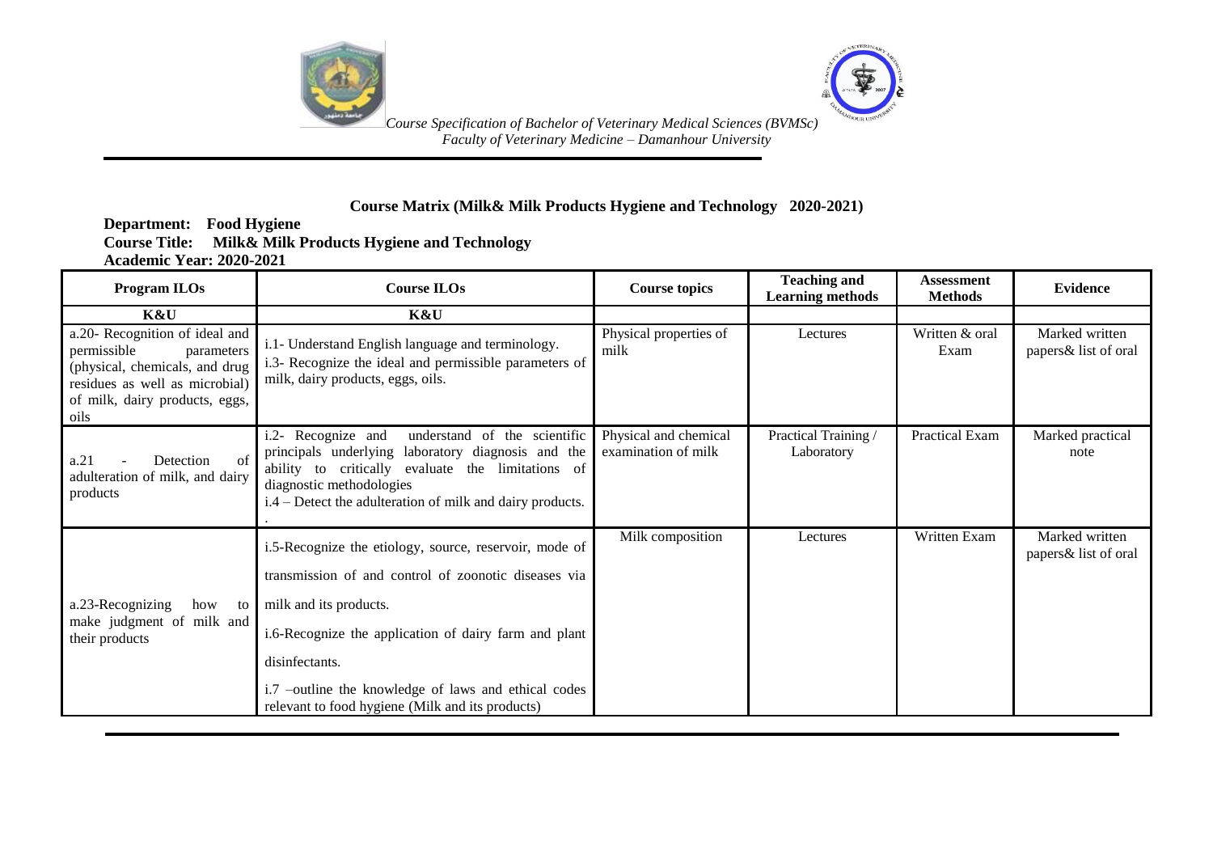**Course Matrix (Milk& Milk Products Hygiene and Technology 2020-2021)**

**Department: Food Hygiene**
**Course Title: Milk& Milk Products Hygiene and Technology**
**Academic Year: 2020-2021**

| Program ILOs | Course ILOs | Course topics | Teaching and Learning methods | Assessment Methods | Evidence |
|---|---|---|---|---|---|
| **K&U** | **K&U** | | | | |
| a.20- Recognition of ideal and permissible parameters (physical, chemicals, and drug residues as well as microbial) of milk, dairy products, eggs, oils | i.1- Understand English language and terminology.<br>i.3- Recognize the ideal and permissible parameters of milk, dairy products, eggs, oils. | Physical properties of milk | Lectures | Written & oral Exam | Marked written papers& list of oral |
| a.21 - Detection of adulteration of milk, and dairy products | i.2- Recognize and understand of the scientific principals underlying laboratory diagnosis and the ability to critically evaluate the limitations of diagnostic methodologies<br>i.4 – Detect the adulteration of milk and dairy products.<br>. | Physical and chemical examination of milk | Practical Training / Laboratory | Practical Exam | Marked practical note |
| a.23-Recognizing how to make judgment of milk and their products | i.5-Recognize the etiology, source, reservoir, mode of transmission of and control of zoonotic diseases via milk and its products.<br>i.6-Recognize the application of dairy farm and plant disinfectants.<br>i.7 –outline the knowledge of laws and ethical codes relevant to food hygiene (Milk and its products) | Milk composition | Lectures | Written Exam | Marked written papers& list of oral |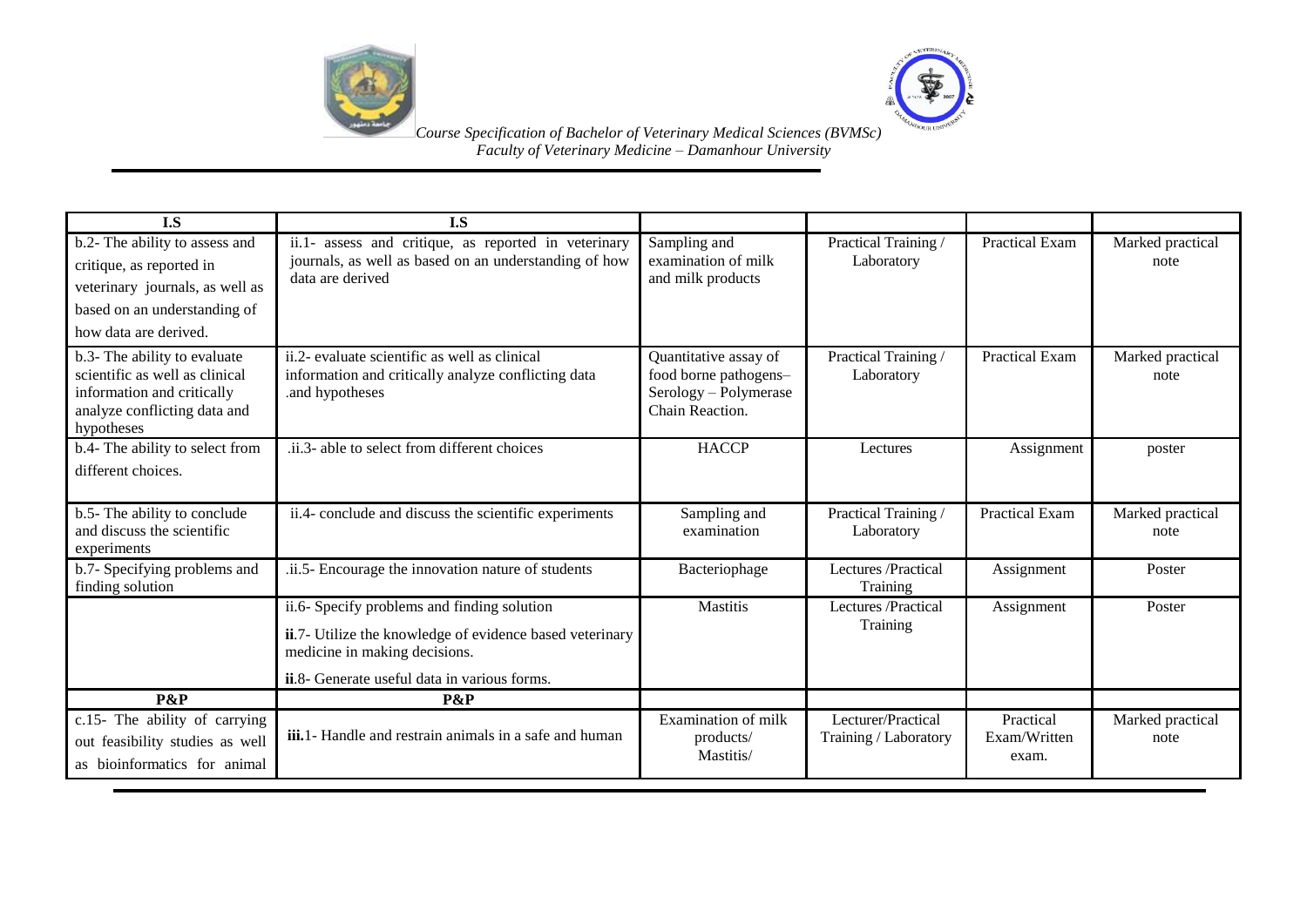| I.S | I.S | | | | |
|---|---|---|---|---|---|
| b.2- The ability to assess and critique, as reported in veterinary journals, as well as based on an understanding of how data are derived. | ii.1- assess and critique, as reported in veterinary journals, as well as based on an understanding of how data are derived | Sampling and examination of milk and milk products | Practical Training / Laboratory | Practical Exam | Marked practical note |
| b.3- The ability to evaluate scientific as well as clinical information and critically analyze conflicting data and hypotheses | ii.2- evaluate scientific as well as clinical information and critically analyze conflicting data .and hypotheses | Quantitative assay of food borne pathogens– Serology – Polymerase Chain Reaction. | Practical Training / Laboratory | Practical Exam | Marked practical note |
| b.4- The ability to select from different choices. | .ii.3- able to select from different choices | HACCP | Lectures | Assignment | poster |
| b.5- The ability to conclude and discuss the scientific experiments | ii.4- conclude and discuss the scientific experiments | Sampling and examination | Practical Training / Laboratory | Practical Exam | Marked practical note |
| b.7- Specifying problems and finding solution | .ii.5- Encourage the innovation nature of students | Bacteriophage | Lectures /Practical Training | Assignment | Poster |
| | ii.6- Specify problems and finding solution<br>**ii**.7- Utilize the knowledge of evidence based veterinary medicine in making decisions.<br>**ii**.8- Generate useful data in various forms. | Mastitis | Lectures /Practical Training | Assignment | Poster |
| **P&P** | **P&P** | | | | |
| c.15- The ability of carrying out feasibility studies as well as bioinformatics for animal | **iii.**1- Handle and restrain animals in a safe and human | Examination of milk products/ Mastitis/ | Lecturer/Practical Training / Laboratory | Practical Exam/Written exam. | Marked practical note |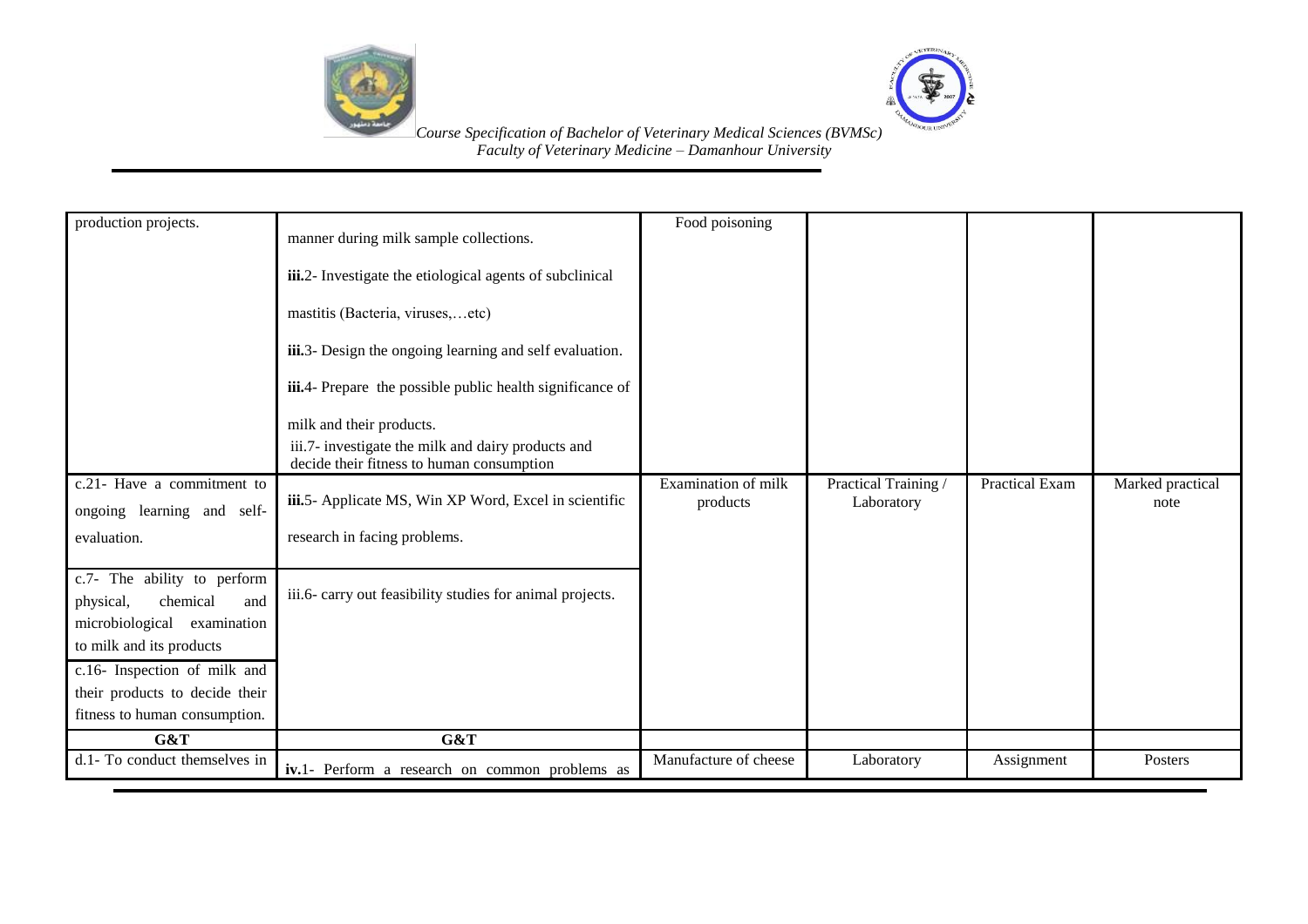| | | | | | |
|---|---|---|---|---|---|
| production projects. | manner during milk sample collections. **iii.**2- Investigate the etiological agents of subclinical mastitis (Bacteria, viruses,…etc) **iii.**3- Design the ongoing learning and self evaluation. **iii.**4- Prepare the possible public health significance of milk and their products. iii.7- investigate the milk and dairy products and decide their fitness to human consumption | Food poisoning | | | |
| c.21- Have a commitment to ongoing learning and self-evaluation. | **iii.**5- Applicate MS, Win XP Word, Excel in scientific research in facing problems. | Examination of milk products | Practical Training / Laboratory | Practical Exam | Marked practical note |
| c.7- The ability to perform physical, chemical and microbiological examination to milk and its products c.16- Inspection of milk and their products to decide their fitness to human consumption. | iii.6- carry out feasibility studies for animal projects. | | | | |
| **G&T** | **G&T** | | | | |
| d.1- To conduct themselves in | **iv.**1- Perform a research on common problems as | Manufacture of cheese | Laboratory | Assignment | Posters |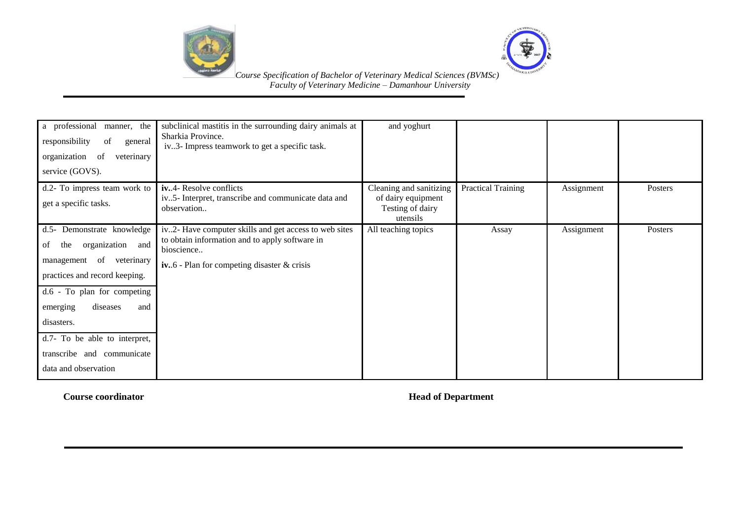| | | | | | |
|---|---|---|---|---|---|
| a professional manner, the responsibility of general organization of veterinary service (GOVS). | subclinical mastitis in the surrounding dairy animals at Sharkia Province.<br>iv..3- Impress teamwork to get a specific task. | and yoghurt | | | |
| d.2- To impress team work to get a specific tasks. | **iv.**.4- Resolve conflicts<br>iv..5- Interpret, transcribe and communicate data and observation.. | Cleaning and sanitizing of dairy equipment Testing of dairy utensils | Practical Training | Assignment | Posters |
| d.5- Demonstrate knowledge of the organization and management of veterinary practices and record keeping.<br>d.6 - To plan for competing emerging diseases and disasters.<br>d.7- To be able to interpret, transcribe and communicate data and observation | iv..2- Have computer skills and get access to web sites to obtain information and to apply software in bioscience..<br>**iv.**.6 - Plan for competing disaster & crisis | All teaching topics | Assay | Assignment | Posters |

**Course coordinator**

**Head of Department**